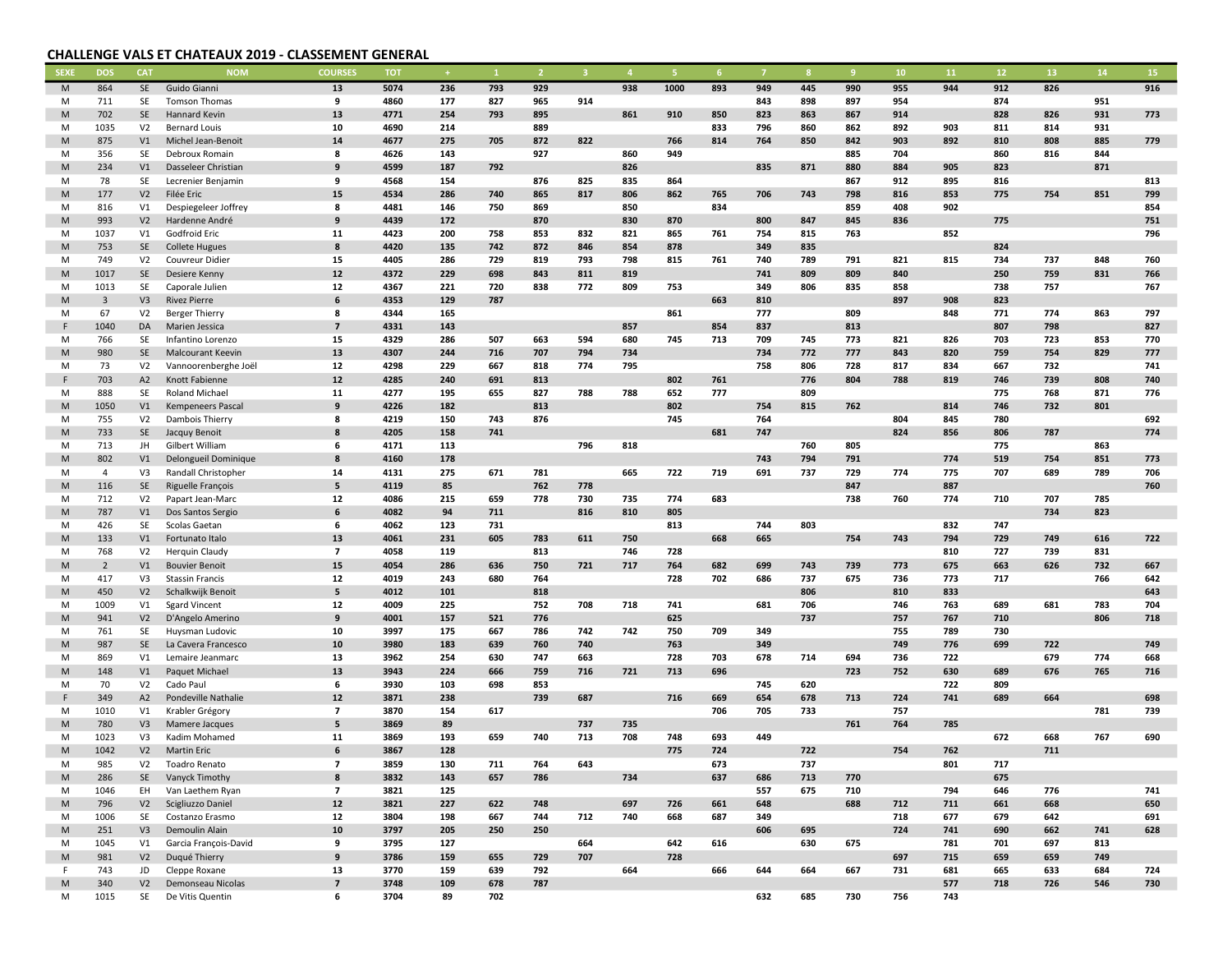## CHALLENGE VALS ET CHATEAUX 2019 - CLASSEMENT GENERAL

| SEXE | DOS | CAT | NOM | COURSES | TOT | + | 1 | 2 | 3 | 4 | 5 | 6 | 7 | 8 | 9 | 10 | 11 | 12 | 13 | 14 | 15 |
|---|---|---|---|---|---|---|---|---|---|---|---|---|---|---|---|---|---|---|---|---|---|
| M | 864 | SE | Guido Gianni | 13 | 5074 | 236 | 793 | 929 | | 938 | 1000 | 893 | 949 | 445 | 990 | 955 | 944 | 912 | 826 | | 916 |
| M | 711 | SE | Tomson Thomas | 9 | 4860 | 177 | 827 | 965 | 914 | | | | 843 | 898 | 897 | 954 | | 874 | | 951 | |
| M | 702 | SE | Hannard Kevin | 13 | 4771 | 254 | 793 | 895 | | 861 | 910 | 850 | 823 | 863 | 867 | 914 | | 828 | 826 | 931 | 773 |
| M | 1035 | V2 | Bernard Louis | 10 | 4690 | 214 | | 889 | | | | 833 | 796 | 860 | 862 | 892 | 903 | 811 | 814 | 931 | |
| M | 875 | V1 | Michel Jean-Benoit | 14 | 4677 | 275 | 705 | 872 | 822 | | 766 | 814 | 764 | 850 | 842 | 903 | 892 | 810 | 808 | 885 | 779 |
| M | 356 | SE | Debroux Romain | 8 | 4626 | 143 | | 927 | | 860 | 949 | | | | 885 | 704 | | 860 | 816 | 844 | |
| M | 234 | V1 | Dasseleer Christian | 9 | 4599 | 187 | 792 | | | 826 | | | 835 | 871 | 880 | 884 | 905 | 823 | | 871 | |
| M | 78 | SE | Lecrenier Benjamin | 9 | 4568 | 154 | | 876 | 825 | 835 | 864 | | | | 867 | 912 | 895 | 816 | | | 813 |
| M | 177 | V2 | Filée Eric | 15 | 4534 | 286 | 740 | 865 | 817 | 806 | 862 | 765 | 706 | 743 | 798 | 816 | 853 | 775 | 754 | 851 | 799 |
| M | 816 | V1 | Despiegeleer Joffrey | 8 | 4481 | 146 | 750 | 869 | | 850 | | 834 | | | 859 | 408 | 902 | | | | 854 |
| M | 993 | V2 | Hardenne André | 9 | 4439 | 172 | | 870 | | 830 | 870 | | 800 | 847 | 845 | 836 | | 775 | | | 751 |
| M | 1037 | V1 | Godfroid Eric | 11 | 4423 | 200 | 758 | 853 | 832 | 821 | 865 | 761 | 754 | 815 | 763 | | 852 | | | | 796 |
| M | 753 | SE | Collete Hugues | 8 | 4420 | 135 | 742 | 872 | 846 | 854 | 878 | | 349 | 835 | | | | 824 | | | |
| M | 749 | V2 | Couvreur Didier | 15 | 4405 | 286 | 729 | 819 | 793 | 798 | 815 | 761 | 740 | 789 | 791 | 821 | 815 | 734 | 737 | 848 | 760 |
| M | 1017 | SE | Desiere Kenny | 12 | 4372 | 229 | 698 | 843 | 811 | 819 | | | 741 | 809 | 809 | 840 | | 250 | 759 | 831 | 766 |
| M | 1013 | SE | Caporale Julien | 12 | 4367 | 221 | 720 | 838 | 772 | 809 | 753 | | 349 | 806 | 835 | 858 | | 738 | 757 | | 767 |
| M | 3 | V3 | Rivez Pierre | 6 | 4353 | 129 | 787 | | | | | 663 | 810 | | | 897 | 908 | 823 | | | |
| M | 67 | V2 | Berger Thierry | 8 | 4344 | 165 | | | | | 861 | | 777 | | 809 | | 848 | 771 | 774 | 863 | 797 |
| F | 1040 | DA | Marien Jessica | 7 | 4331 | 143 | | | | 857 | | 854 | 837 | | 813 | | | 807 | 798 | | 827 |
| M | 766 | SE | Infantino Lorenzo | 15 | 4329 | 286 | 507 | 663 | 594 | 680 | 745 | 713 | 709 | 745 | 773 | 821 | 826 | 703 | 723 | 853 | 770 |
| M | 980 | SE | Malcourant Keevin | 13 | 4307 | 244 | 716 | 707 | 794 | 734 | | | 734 | 772 | 777 | 843 | 820 | 759 | 754 | 829 | 777 |
| M | 73 | V2 | Vannoorenberghe Joël | 12 | 4298 | 229 | 667 | 818 | 774 | 795 | | | 758 | 806 | 728 | 817 | 834 | 667 | 732 | | 741 |
| F | 703 | A2 | Knott Fabienne | 12 | 4285 | 240 | 691 | 813 | | | 802 | 761 | | 776 | 804 | 788 | 819 | 746 | 739 | 808 | 740 |
| M | 888 | SE | Roland Michael | 11 | 4277 | 195 | 655 | 827 | 788 | 788 | 652 | 777 | | 809 | | | | 775 | 768 | 871 | 776 |
| M | 1050 | V1 | Kempeneers Pascal | 9 | 4226 | 182 | | 813 | | | 802 | | 754 | 815 | 762 | | 814 | 746 | 732 | 801 | |
| M | 755 | V2 | Dambois Thierry | 8 | 4219 | 150 | 743 | 876 | | | 745 | | 764 | | | 804 | 845 | 780 | | | 692 |
| M | 733 | SE | Jacquy Benoit | 8 | 4205 | 158 | 741 | | | | | 681 | 747 | | | 824 | 856 | 806 | 787 | | 774 |
| M | 713 | JH | Gilbert William | 6 | 4171 | 113 | | | 796 | 818 | | | | 760 | 805 | | | 775 | | 863 | |
| M | 802 | V1 | Delongueil Dominique | 8 | 4160 | 178 | | | | | | | 743 | 794 | 791 | | 774 | 519 | 754 | 851 | 773 |
| M | 4 | V3 | Randall Christopher | 14 | 4131 | 275 | 671 | 781 | | 665 | 722 | 719 | 691 | 737 | 729 | 774 | 775 | 707 | 689 | 789 | 706 |
| M | 116 | SE | Riguelle François | 5 | 4119 | 85 | | 762 | 778 | | | | | | 847 | | 887 | | | | 760 |
| M | 712 | V2 | Papart Jean-Marc | 12 | 4086 | 215 | 659 | 778 | 730 | 735 | 774 | 683 | | | 738 | 760 | 774 | 710 | 707 | 785 | |
| M | 787 | V1 | Dos Santos Sergio | 6 | 4082 | 94 | 711 | | 816 | 810 | 805 | | | | | | | | 734 | 823 | |
| M | 426 | SE | Scolas Gaetan | 6 | 4062 | 123 | 731 | | | | 813 | | 744 | 803 | | | 832 | 747 | | | |
| M | 133 | V1 | Fortunato Italo | 13 | 4061 | 231 | 605 | 783 | 611 | 750 | | 668 | 665 | | 754 | 743 | 794 | 729 | 749 | 616 | 722 |
| M | 768 | V2 | Herquin Claudy | 7 | 4058 | 119 | | 813 | | 746 | 728 | | | | | | 810 | 727 | 739 | 831 | |
| M | 2 | V1 | Bouvier Benoit | 15 | 4054 | 286 | 636 | 750 | 721 | 717 | 764 | 682 | 699 | 743 | 739 | 773 | 675 | 663 | 626 | 732 | 667 |
| M | 417 | V3 | Stassin Francis | 12 | 4019 | 243 | 680 | 764 | | | 728 | 702 | 686 | 737 | 675 | 736 | 773 | 717 | | 766 | 642 |
| M | 450 | V2 | Schalkwijk Benoit | 5 | 4012 | 101 | | 818 | | | | | | 806 | | 810 | 833 | | | | 643 |
| M | 1009 | V1 | Sgard Vincent | 12 | 4009 | 225 | | 752 | 708 | 718 | 741 | | 681 | 706 | | 746 | 763 | 689 | 681 | 783 | 704 |
| M | 941 | V2 | D'Angelo Amerino | 9 | 4001 | 157 | 521 | 776 | | | 625 | | | 737 | | 757 | 767 | 710 | | 806 | 718 |
| M | 761 | SE | Huysman Ludovic | 10 | 3997 | 175 | 667 | 786 | 742 | 742 | 750 | 709 | 349 | | | 755 | 789 | 730 | | | |
| M | 987 | SE | La Cavera Francesco | 10 | 3980 | 183 | 639 | 760 | 740 | | 763 | | 349 | | | 749 | 776 | 699 | 722 | | 749 |
| M | 869 | V1 | Lemaire Jeanmarc | 13 | 3962 | 254 | 630 | 747 | 663 | | 728 | 703 | 678 | 714 | 694 | 736 | 722 | | 679 | 774 | 668 |
| M | 148 | V1 | Paquet Michael | 13 | 3943 | 224 | 666 | 759 | 716 | 721 | 713 | 696 | | | 723 | 752 | 630 | 689 | 676 | 765 | 716 |
| M | 70 | V2 | Cado Paul | 6 | 3930 | 103 | 698 | 853 | | | | | 745 | 620 | | | 722 | 809 | | | |
| F | 349 | A2 | Pondeville Nathalie | 12 | 3871 | 238 | | 739 | 687 | | 716 | 669 | 654 | 678 | 713 | 724 | 741 | 689 | 664 | | 698 |
| M | 1010 | V1 | Krabler Grégory | 7 | 3870 | 154 | 617 | | | | | 706 | 705 | 733 | | 757 | | | | 781 | 739 |
| M | 780 | V3 | Mamere Jacques | 5 | 3869 | 89 | | | 737 | 735 | | | | | 761 | 764 | 785 | | | | |
| M | 1023 | V3 | Kadim Mohamed | 11 | 3869 | 193 | 659 | 740 | 713 | 708 | 748 | 693 | 449 | | | | | 672 | 668 | 767 | 690 |
| M | 1042 | V2 | Martin Eric | 6 | 3867 | 128 | | | | | 775 | 724 | | 722 | | 754 | 762 | | 711 | | |
| M | 985 | V2 | Toadro Renato | 7 | 3859 | 130 | 711 | 764 | 643 | | | 673 | | 737 | | | 801 | 717 | | | |
| M | 286 | SE | Vanyck Timothy | 8 | 3832 | 143 | 657 | 786 | | 734 | | 637 | 686 | 713 | 770 | | | 675 | | | |
| M | 1046 | EH | Van Laethem Ryan | 7 | 3821 | 125 | | | | | | | 557 | 675 | 710 | | 794 | 646 | 776 | | 741 |
| M | 796 | V2 | Scigliuzzo Daniel | 12 | 3821 | 227 | 622 | 748 | | 697 | 726 | 661 | 648 | | 688 | 712 | 711 | 661 | 668 | | 650 |
| M | 1006 | SE | Costanzo Erasmo | 12 | 3804 | 198 | 667 | 744 | 712 | 740 | 668 | 687 | 349 | | | 718 | 677 | 679 | 642 | | 691 |
| M | 251 | V3 | Demoulin Alain | 10 | 3797 | 205 | 250 | 250 | | | | | 606 | 695 | | 724 | 741 | 690 | 662 | 741 | 628 |
| M | 1045 | V1 | Garcia François-David | 9 | 3795 | 127 | | | 664 | | 642 | 616 | | 630 | 675 | | 781 | 701 | 697 | 813 | |
| M | 981 | V2 | Duqué Thierry | 9 | 3786 | 159 | 655 | 729 | 707 | | 728 | | | | | 697 | 715 | 659 | 659 | 749 | |
| F | 743 | JD | Cleppe Roxane | 13 | 3770 | 159 | 639 | 792 | | 664 | | 666 | 644 | 664 | 667 | 731 | 681 | 665 | 633 | 684 | 724 |
| M | 340 | V2 | Demonseau Nicolas | 7 | 3748 | 109 | 678 | 787 | | | | | | | | | 577 | 718 | 726 | 546 | 730 |
| M | 1015 | SE | De Vitis Quentin | 6 | 3704 | 89 | 702 | | | | | | 632 | 685 | 730 | 756 | 743 | | | | |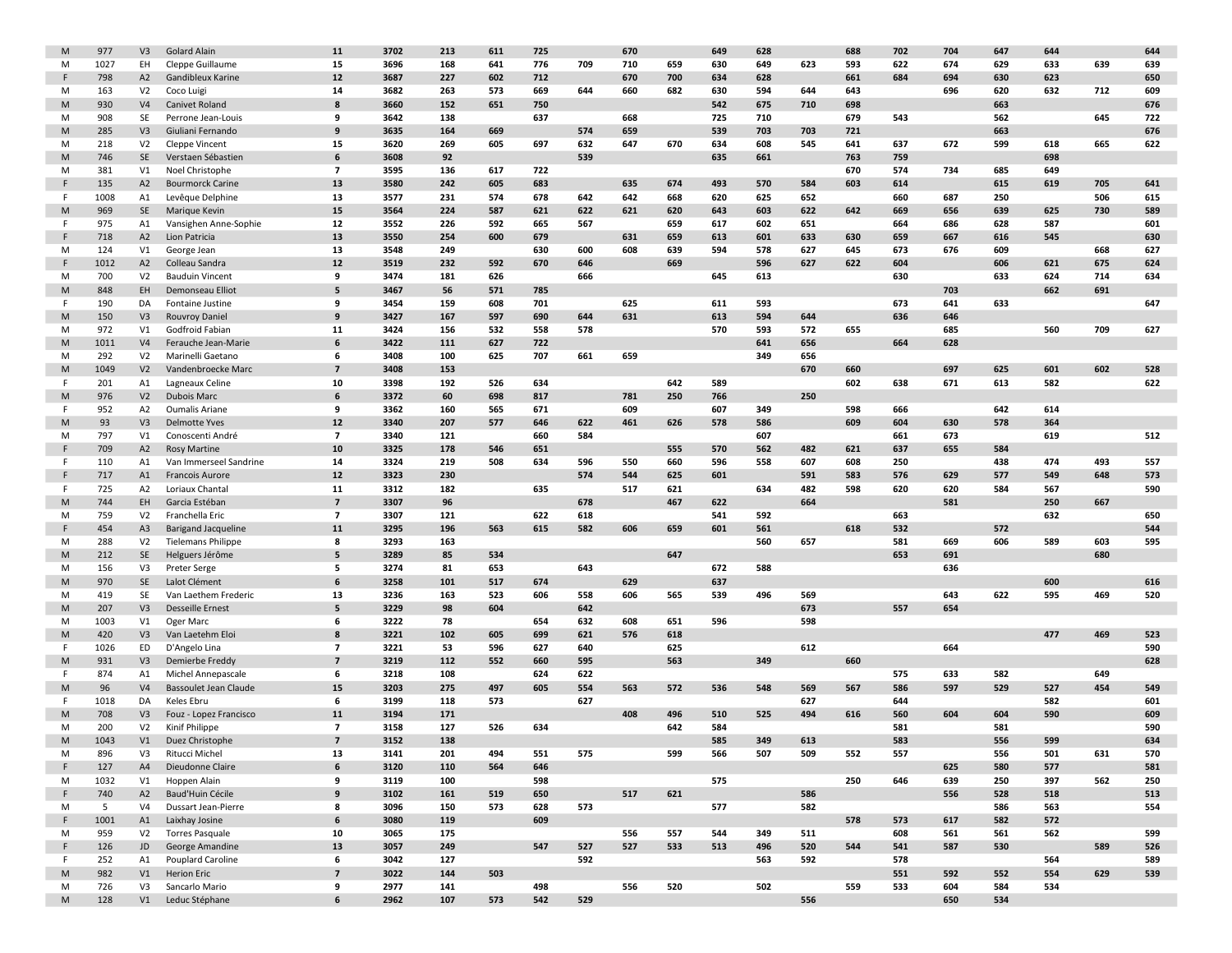| | | | | | | | | | | | | | | | | | | | | | |
|---|---|---|---|---|---|---|---|---|---|---|---|---|---|---|---|---|---|---|---|---|---|
| M | 977 | V3 | Golard Alain | **11** | **3702** | **213** | **611** | **725** | | **670** | | **649** | **628** | | **688** | **702** | **704** | **647** | **644** | | **644** |
| M | 1027 | EH | Cleppe Guillaume | **15** | **3696** | **168** | **641** | **776** | **709** | **710** | **659** | **630** | **649** | **623** | **593** | **622** | **674** | **629** | **633** | **639** | **639** |
| F | 798 | A2 | Gandibleux Karine | **12** | **3687** | **227** | **602** | **712** | | **670** | **700** | **634** | **628** | | **661** | **684** | **694** | **630** | **623** | | **650** |
| M | 163 | V2 | Coco Luigi | **14** | **3682** | **263** | **573** | **669** | **644** | **660** | **682** | **630** | **594** | **644** | **643** | | **696** | **620** | **632** | **712** | **609** |
| M | 930 | V4 | Canivet Roland | **8** | **3660** | **152** | **651** | **750** | | | | **542** | **675** | **710** | **698** | | | **663** | | | **676** |
| M | 908 | SE | Perrone Jean-Louis | **9** | **3642** | **138** | | **637** | | **668** | | **725** | **710** | | **679** | **543** | | **562** | | **645** | **722** |
| M | 285 | V3 | Giuliani Fernando | **9** | **3635** | **164** | **669** | | **574** | **659** | | **539** | **703** | **703** | **721** | | | **663** | | | **676** |
| M | 218 | V2 | Cleppe Vincent | **15** | **3620** | **269** | **605** | **697** | **632** | **647** | **670** | **634** | **608** | **545** | **641** | **637** | **672** | **599** | **618** | **665** | **622** |
| M | 746 | SE | Verstaen Sébastien | **6** | **3608** | **92** | | | **539** | | | **635** | **661** | | **763** | **759** | | | **698** | | |
| M | 381 | V1 | Noel Christophe | **7** | **3595** | **136** | **617** | **722** | | | | | | | **670** | **574** | **734** | **685** | **649** | | |
| F | 135 | A2 | Bourmorck Carine | **13** | **3580** | **242** | **605** | **683** | | **635** | **674** | **493** | **570** | **584** | **603** | **614** | | **615** | **619** | **705** | **641** |
| F | 1008 | A1 | Levêque Delphine | **13** | **3577** | **231** | **574** | **678** | **642** | **642** | **668** | **620** | **625** | **652** | | **660** | **687** | **250** | | **506** | **615** |
| M | 969 | SE | Marique Kevin | **15** | **3564** | **224** | **587** | **621** | **622** | **621** | **620** | **643** | **603** | **622** | **642** | **669** | **656** | **639** | **625** | **730** | **589** |
| F | 975 | A1 | Vansighen Anne-Sophie | **12** | **3552** | **226** | **592** | **665** | **567** | | **659** | **617** | **602** | **651** | | **664** | **686** | **628** | **587** | | **601** |
| F | 718 | A2 | Lion Patricia | **13** | **3550** | **254** | **600** | **679** | | **631** | **659** | **613** | **601** | **633** | **630** | **659** | **667** | **616** | **545** | | **630** |
| M | 124 | V1 | George Jean | **13** | **3548** | **249** | | **630** | **600** | **608** | **639** | **594** | **578** | **627** | **645** | **673** | **676** | **609** | | **668** | **627** |
| F | 1012 | A2 | Colleau Sandra | **12** | **3519** | **232** | **592** | **670** | **646** | | **669** | | **596** | **627** | **622** | **604** | | **606** | **621** | **675** | **624** |
| M | 700 | V2 | Bauduin Vincent | **9** | **3474** | **181** | **626** | | **666** | | | **645** | **613** | | | **630** | | **633** | **624** | **714** | **634** |
| M | 848 | EH | Demonseau Elliot | **5** | **3467** | **56** | **571** | **785** | | | | | | | | | **703** | | **662** | **691** | |
| F | 190 | DA | Fontaine Justine | **9** | **3454** | **159** | **608** | **701** | | **625** | | **611** | **593** | | | **673** | **641** | **633** | | | **647** |
| M | 150 | V3 | Rouvroy Daniel | **9** | **3427** | **167** | **597** | **690** | **644** | **631** | | **613** | **594** | **644** | | **636** | **646** | | | | |
| M | 972 | V1 | Godfroid Fabian | **11** | **3424** | **156** | **532** | **558** | **578** | | | **570** | **593** | **572** | **655** | | **685** | | **560** | **709** | **627** |
| M | 1011 | V4 | Ferauche Jean-Marie | **6** | **3422** | **111** | **627** | **722** | | | | | **641** | **656** | | **664** | **628** | | | | |
| M | 292 | V2 | Marinelli Gaetano | **6** | **3408** | **100** | **625** | **707** | **661** | **659** | | | **349** | **656** | | | | | | | |
| M | 1049 | V2 | Vandenbroecke Marc | **7** | **3408** | **153** | | | | | | | | **670** | **660** | | **697** | **625** | **601** | **602** | **528** |
| F | 201 | A1 | Lagneaux Celine | **10** | **3398** | **192** | **526** | **634** | | | **642** | **589** | | | **602** | **638** | **671** | **613** | **582** | | **622** |
| M | 976 | V2 | Dubois Marc | **6** | **3372** | **60** | **698** | **817** | | **781** | **250** | **766** | | **250** | | | | | | | |
| F | 952 | A2 | Oumalis Ariane | **9** | **3362** | **160** | **565** | **671** | | **609** | | **607** | **349** | | **598** | **666** | | **642** | **614** | | |
| M | 93 | V3 | Delmotte Yves | **12** | **3340** | **207** | **577** | **646** | **622** | **461** | **626** | **578** | **586** | | **609** | **604** | **630** | **578** | **364** | | |
| M | 797 | V1 | Conoscenti André | **7** | **3340** | **121** | | **660** | **584** | | | | **607** | | | **661** | **673** | | **619** | | **512** |
| F | 709 | A2 | Rosy Martine | **10** | **3325** | **178** | **546** | **651** | | | **555** | **570** | **562** | **482** | **621** | **637** | **655** | **584** | | | |
| F | 110 | A1 | Van Immerseel Sandrine | **14** | **3324** | **219** | **508** | **634** | **596** | **550** | **660** | **596** | **558** | **607** | **608** | **250** | | **438** | **474** | **493** | **557** |
| F | 717 | A1 | Francois Aurore | **12** | **3323** | **230** | | | **574** | **544** | **625** | **601** | | **591** | **583** | **576** | **629** | **577** | **549** | **648** | **573** |
| F | 725 | A2 | Loriaux Chantal | **11** | **3312** | **182** | | **635** | | **517** | **621** | | **634** | **482** | **598** | **620** | **620** | **584** | **567** | | **590** |
| M | 744 | EH | Garcia Estéban | **7** | **3307** | **96** | | | **678** | | **467** | **622** | | **664** | | | **581** | | **250** | **667** | |
| M | 759 | V2 | Franchella Eric | **7** | **3307** | **121** | | **622** | **618** | | | **541** | **592** | | | **663** | | | **632** | | **650** |
| F | 454 | A3 | Barigand Jacqueline | **11** | **3295** | **196** | **563** | **615** | **582** | **606** | **659** | **601** | **561** | | **618** | **532** | | **572** | | | **544** |
| M | 288 | V2 | Tielemans Philippe | **8** | **3293** | **163** | | | | | | | **560** | **657** | | **581** | **669** | **606** | **589** | **603** | **595** |
| M | 212 | SE | Helguers Jérôme | **5** | **3289** | **85** | **534** | | | | **647** | | | | | **653** | **691** | | | **680** | |
| M | 156 | V3 | Preter Serge | **5** | **3274** | **81** | **653** | | **643** | | | **672** | **588** | | | | **636** | | | | |
| M | 970 | SE | Lalot Clément | **6** | **3258** | **101** | **517** | **674** | | **629** | | **637** | | | | | | | **600** | | **616** |
| M | 419 | SE | Van Laethem Frederic | **13** | **3236** | **163** | **523** | **606** | **558** | **606** | **565** | **539** | **496** | **569** | | | **643** | **622** | **595** | **469** | **520** |
| M | 207 | V3 | Desseille Ernest | **5** | **3229** | **98** | **604** | | **642** | | | | | **673** | | **557** | **654** | | | | |
| M | 1003 | V1 | Oger Marc | **6** | **3222** | **78** | | **654** | **632** | **608** | **651** | **596** | | **598** | | | | | | | |
| M | 420 | V3 | Van Laetehm Eloi | **8** | **3221** | **102** | **605** | **699** | **621** | **576** | **618** | | | | | | | | **477** | **469** | **523** |
| F | 1026 | ED | D'Angelo Lina | **7** | **3221** | **53** | **596** | **627** | **640** | | **625** | | | **612** | | | **664** | | | | **590** |
| M | 931 | V3 | Demierbe Freddy | **7** | **3219** | **112** | **552** | **660** | **595** | | **563** | | **349** | | **660** | | | | | | **628** |
| F | 874 | A1 | Michel Annepascale | **6** | **3218** | **108** | | **624** | **622** | | | | | | | **575** | **633** | **582** | | **649** | |
| M | 96 | V4 | Bassoulet Jean Claude | **15** | **3203** | **275** | **497** | **605** | **554** | **563** | **572** | **536** | **548** | **569** | **567** | **586** | **597** | **529** | **527** | **454** | **549** |
| F | 1018 | DA | Keles Ebru | **6** | **3199** | **118** | **573** | | **627** | | | | | **627** | | **644** | | | **582** | | **601** |
| M | 708 | V3 | Fouz - Lopez Francisco | **11** | **3194** | **171** | | | | **408** | **496** | **510** | **525** | **494** | **616** | **560** | **604** | **604** | **590** | | **609** |
| M | 200 | V2 | Kinif Philippe | **7** | **3158** | **127** | **526** | **634** | | | **642** | **584** | | | | **581** | | **581** | | | **590** |
| M | 1043 | V1 | Duez Christophe | **7** | **3152** | **138** | | | | | | **585** | **349** | **613** | | **583** | | **556** | **599** | | **634** |
| M | 896 | V3 | Ritucci Michel | **13** | **3141** | **201** | **494** | **551** | **575** | | **599** | **566** | **507** | **509** | **552** | **557** | | **556** | **501** | **631** | **570** |
| F | 127 | A4 | Dieudonne Claire | **6** | **3120** | **110** | **564** | **646** | | | | | | | | | **625** | **580** | **577** | | **581** |
| M | 1032 | V1 | Hoppen Alain | **9** | **3119** | **100** | | **598** | | | | **575** | | | **250** | **646** | **639** | **250** | **397** | **562** | **250** |
| F | 740 | A2 | Baud'Huin Cécile | **9** | **3102** | **161** | **519** | **650** | | **517** | **621** | | | **586** | | | **556** | **528** | **518** | | **513** |
| M | 5 | V4 | Dussart Jean-Pierre | **8** | **3096** | **150** | **573** | **628** | **573** | | | **577** | | **582** | | | | **586** | **563** | | **554** |
| F | 1001 | A1 | Laixhay Josine | **6** | **3080** | **119** | | **609** | | | | | | | **578** | **573** | **617** | **582** | **572** | | |
| M | 959 | V2 | Torres Pasquale | **10** | **3065** | **175** | | | | **556** | **557** | **544** | **349** | **511** | | **608** | **561** | **561** | **562** | | **599** |
| F | 126 | JD | George Amandine | **13** | **3057** | **249** | | **547** | **527** | **527** | **533** | **513** | **496** | **520** | **544** | **541** | **587** | **530** | | **589** | **526** |
| F | 252 | A1 | Pouplard Caroline | **6** | **3042** | **127** | | | **592** | | | | **563** | **592** | | **578** | | | **564** | | **589** |
| M | 982 | V1 | Herion Eric | **7** | **3022** | **144** | **503** | | | | | | | | | **551** | **592** | **552** | **554** | **629** | **539** |
| M | 726 | V3 | Sancarlo Mario | **9** | **2977** | **141** | | **498** | | **556** | **520** | | **502** | | **559** | **533** | **604** | **584** | **534** | | |
| M | 128 | V1 | Leduc Stéphane | **6** | **2962** | **107** | **573** | **542** | **529** | | | | | **556** | | | **650** | **534** | | | |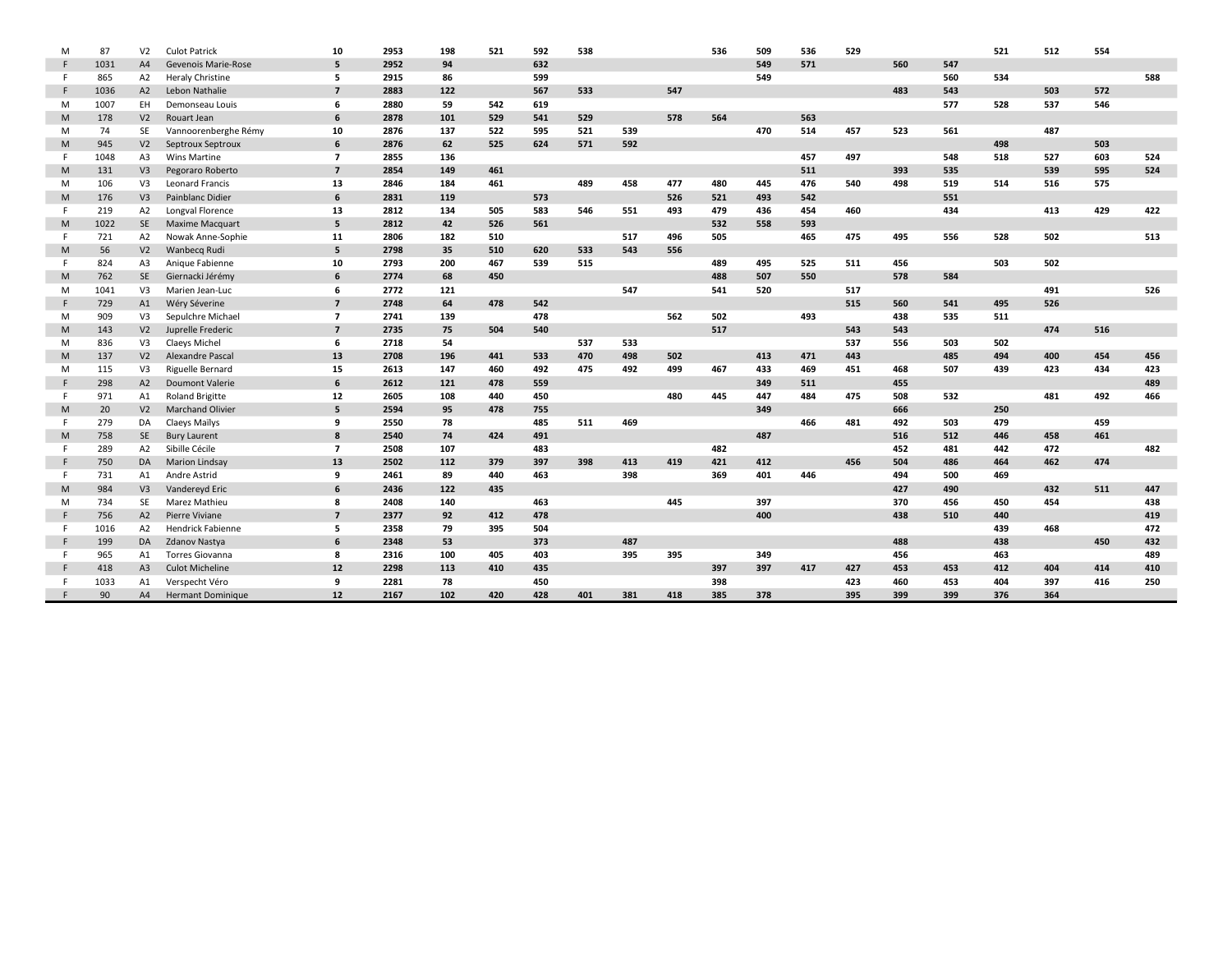| | | | | | | | | | | | | | | | | | | | | | |
|---|---|---|---|---|---|---|---|---|---|---|---|---|---|---|---|---|---|---|---|---|---|
| M | 87 | V2 | Culot Patrick | **10** | **2953** | **198** | **521** | **592** | **538** | | | **536** | **509** | **536** | **529** | | | **521** | **512** | **554** | |
| F | 1031 | A4 | Gevenois Marie-Rose | **5** | **2952** | **94** | | **632** | | | | | **549** | **571** | | **560** | **547** | | | | |
| F | 865 | A2 | Heraly Christine | **5** | **2915** | **86** | | **599** | | | | | **549** | | | | **560** | **534** | | | **588** |
| F | 1036 | A2 | Lebon Nathalie | **7** | **2883** | **122** | | **567** | **533** | | **547** | | | | | **483** | **543** | | **503** | **572** | |
| M | 1007 | EH | Demonseau Louis | **6** | **2880** | **59** | **542** | **619** | | | | | | | | | **577** | **528** | **537** | **546** | |
| M | 178 | V2 | Rouart Jean | **6** | **2878** | **101** | **529** | **541** | **529** | | **578** | **564** | | **563** | | | | | | | |
| M | 74 | SE | Vannoorenberghe Rémy | **10** | **2876** | **137** | **522** | **595** | **521** | **539** | | | **470** | **514** | **457** | **523** | **561** | | **487** | | |
| M | 945 | V2 | Septroux Septroux | **6** | **2876** | **62** | **525** | **624** | **571** | **592** | | | | | | | | **498** | | **503** | |
| F | 1048 | A3 | Wins Martine | **7** | **2855** | **136** | | | | | | | | **457** | **497** | | **548** | **518** | **527** | **603** | **524** |
| M | 131 | V3 | Pegoraro Roberto | **7** | **2854** | **149** | **461** | | | | | | | **511** | | **393** | **535** | | **539** | **595** | **524** |
| M | 106 | V3 | Leonard Francis | **13** | **2846** | **184** | **461** | | **489** | **458** | **477** | **480** | **445** | **476** | **540** | **498** | **519** | **514** | **516** | **575** | |
| M | 176 | V3 | Painblanc Didier | **6** | **2831** | **119** | | **573** | | | **526** | **521** | **493** | **542** | | | **551** | | | | |
| F | 219 | A2 | Longval Florence | **13** | **2812** | **134** | **505** | **583** | **546** | **551** | **493** | **479** | **436** | **454** | **460** | | **434** | | **413** | **429** | **422** |
| M | 1022 | SE | Maxime Macquart | **5** | **2812** | **42** | **526** | **561** | | | | **532** | **558** | **593** | | | | | | | |
| F | 721 | A2 | Nowak Anne-Sophie | **11** | **2806** | **182** | **510** | | | **517** | **496** | **505** | | **465** | **475** | **495** | **556** | **528** | **502** | | **513** |
| M | 56 | V2 | Wanbecq Rudi | **5** | **2798** | **35** | **510** | **620** | **533** | **543** | **556** | | | | | | | | | | |
| F | 824 | A3 | Anique Fabienne | **10** | **2793** | **200** | **467** | **539** | **515** | | | **489** | **495** | **525** | **511** | **456** | | **503** | **502** | | |
| M | 762 | SE | Giernacki Jérémy | **6** | **2774** | **68** | **450** | | | | | **488** | **507** | **550** | | **578** | **584** | | | | |
| M | 1041 | V3 | Marien Jean-Luc | **6** | **2772** | **121** | | | | **547** | | **541** | **520** | | **517** | | | | **491** | | **526** |
| F | 729 | A1 | Wéry Séverine | **7** | **2748** | **64** | **478** | **542** | | | | | | | **515** | **560** | **541** | **495** | **526** | | |
| M | 909 | V3 | Sepulchre Michael | **7** | **2741** | **139** | | **478** | | | **562** | **502** | | **493** | | **438** | **535** | **511** | | | |
| M | 143 | V2 | Juprelle Frederic | **7** | **2735** | **75** | **504** | **540** | | | | **517** | | | **543** | **543** | | | **474** | **516** | |
| M | 836 | V3 | Claeys Michel | **6** | **2718** | **54** | | | **537** | **533** | | | | | **537** | **556** | **503** | **502** | | | |
| M | 137 | V2 | Alexandre Pascal | **13** | **2708** | **196** | **441** | **533** | **470** | **498** | **502** | | **413** | **471** | **443** | | **485** | **494** | **400** | **454** | **456** |
| M | 115 | V3 | Riguelle Bernard | **15** | **2613** | **147** | **460** | **492** | **475** | **492** | **499** | **467** | **433** | **469** | **451** | **468** | **507** | **439** | **423** | **434** | **423** |
| F | 298 | A2 | Doumont Valerie | **6** | **2612** | **121** | **478** | **559** | | | | | **349** | **511** | | **455** | | | | | **489** |
| F | 971 | A1 | Roland Brigitte | **12** | **2605** | **108** | **440** | **450** | | | **480** | **445** | **447** | **484** | **475** | **508** | **532** | | **481** | **492** | **466** |
| M | 20 | V2 | Marchand Olivier | **5** | **2594** | **95** | **478** | **755** | | | | | **349** | | | **666** | | **250** | | | |
| F | 279 | DA | Claeys Maïlys | **9** | **2550** | **78** | | **485** | **511** | **469** | | | | **466** | **481** | **492** | **503** | **479** | | **459** | |
| M | 758 | SE | Bury Laurent | **8** | **2540** | **74** | **424** | **491** | | | | | **487** | | | **516** | **512** | **446** | **458** | **461** | |
| F | 289 | A2 | Sibille Cécile | **7** | **2508** | **107** | | **483** | | | | **482** | | | | **452** | **481** | **442** | **472** | | **482** |
| F | 750 | DA | Marion Lindsay | **13** | **2502** | **112** | **379** | **397** | **398** | **413** | **419** | **421** | **412** | | **456** | **504** | **486** | **464** | **462** | **474** | |
| F | 731 | A1 | Andre Astrid | **9** | **2461** | **89** | **440** | **463** | | **398** | | **369** | **401** | **446** | | **494** | **500** | **469** | | | |
| M | 984 | V3 | Vandereyd Eric | **6** | **2436** | **122** | **435** | | | | | | | | | **427** | **490** | | **432** | **511** | **447** |
| M | 734 | SE | Marez Mathieu | **8** | **2408** | **140** | | **463** | | | **445** | | **397** | | | **370** | **456** | **450** | **454** | | **438** |
| F | 756 | A2 | Pierre Viviane | **7** | **2377** | **92** | **412** | **478** | | | | | **400** | | | **438** | **510** | **440** | | | **419** |
| F | 1016 | A2 | Hendrick Fabienne | **5** | **2358** | **79** | **395** | **504** | | | | | | | | | | **439** | **468** | | **472** |
| F | 199 | DA | Zdanov Nastya | **6** | **2348** | **53** | | **373** | | **487** | | | | | | **488** | | **438** | | **450** | **432** |
| F | 965 | A1 | Torres Giovanna | **8** | **2316** | **100** | **405** | **403** | | **395** | **395** | | **349** | | | **456** | | **463** | | | **489** |
| F | 418 | A3 | Culot Micheline | **12** | **2298** | **113** | **410** | **435** | | | | **397** | **397** | **417** | **427** | **453** | **453** | **412** | **404** | **414** | **410** |
| F | 1033 | A1 | Verspecht Véro | **9** | **2281** | **78** | | **450** | | | | **398** | | | **423** | **460** | **453** | **404** | **397** | **416** | **250** |
| F | 90 | A4 | Hermant Dominique | **12** | **2167** | **102** | **420** | **428** | **401** | **381** | **418** | **385** | **378** | | **395** | **399** | **399** | **376** | **364** | | |